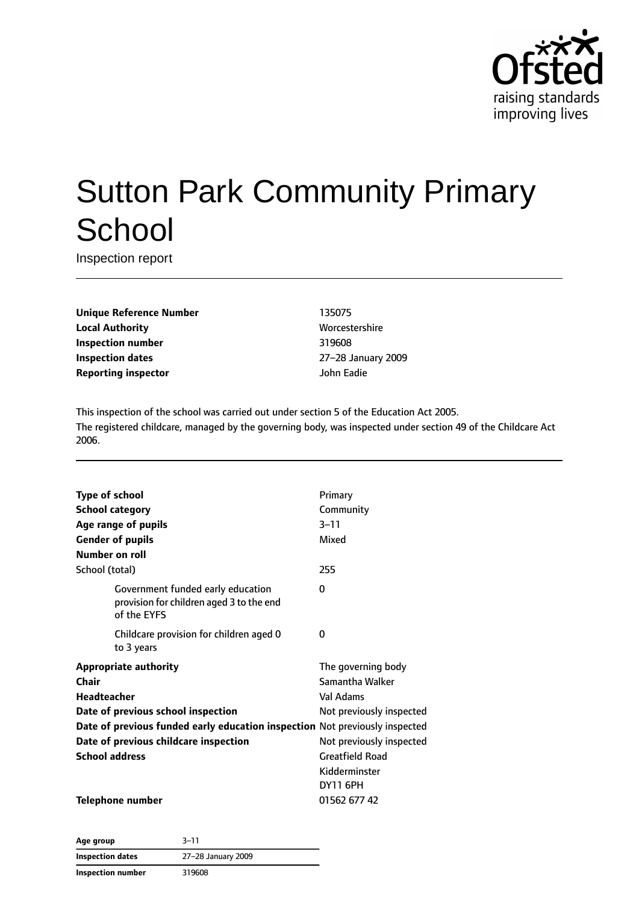# Sutton Park Community Primary School

Inspection report

| | |
|---|---|
| **Unique Reference Number** | 135075 |
| **Local Authority** | Worcestershire |
| **Inspection number** | 319608 |
| **Inspection dates** | 27–28 January 2009 |
| **Reporting inspector** | John Eadie |

This inspection of the school was carried out under section 5 of the Education Act 2005.
The registered childcare, managed by the governing body, was inspected under section 49 of the Childcare Act 2006.

| | |
|---|---|
| **Type of school** | Primary |
| **School category** | Community |
| **Age range of pupils** | 3–11 |
| **Gender of pupils** | Mixed |
| **Number on roll** | |
| School (total) | 255 |
| Government funded early education provision for children aged 3 to the end of the EYFS | 0 |
| Childcare provision for children aged 0 to 3 years | 0 |
| **Appropriate authority** | The governing body |
| **Chair** | Samantha Walker |
| **Headteacher** | Val Adams |
| **Date of previous school inspection** | Not previously inspected |
| **Date of previous funded early education inspection** | Not previously inspected |
| **Date of previous childcare inspection** | Not previously inspected |
| **School address** | Greatfield Road<br>Kidderminster<br>DY11 6PH |
| **Telephone number** | 01562 677 42 |

| | |
|---|---|
| **Age group** | 3–11 |
| **Inspection dates** | 27–28 January 2009 |
| **Inspection number** | 319608 |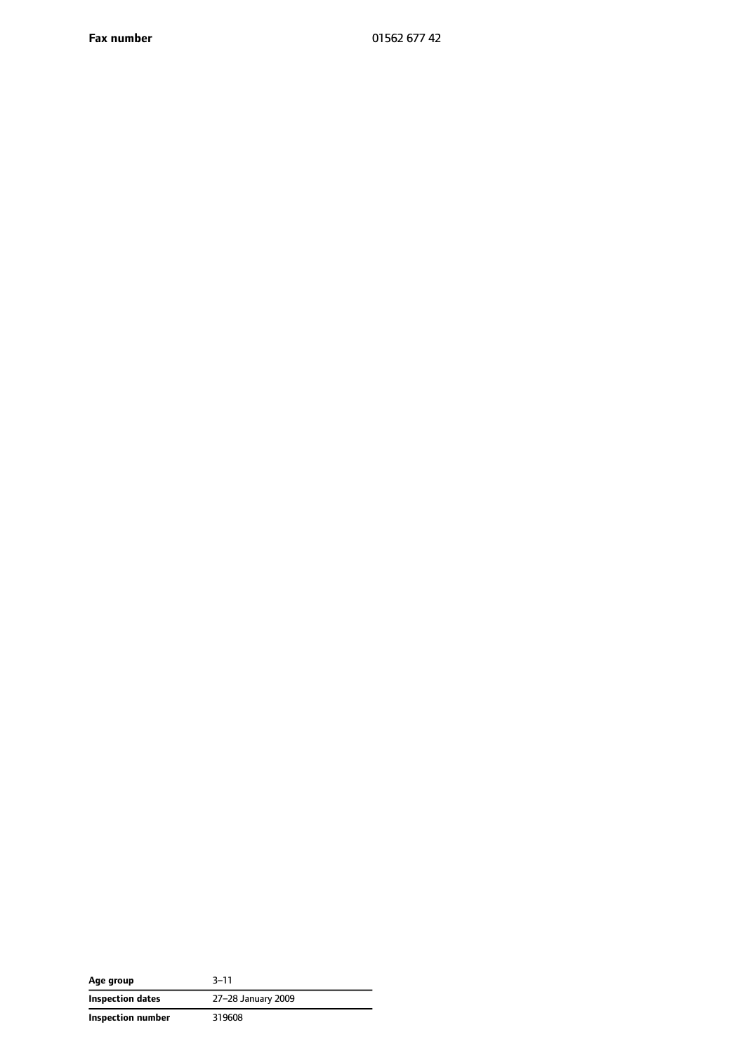| **Fax number** | 01562 677 42 |
| --- | --- |

| **Age group** | 3–11 |
| --- | --- |
| **Inspection dates** | 27–28 January 2009 |
| **Inspection number** | 319608 |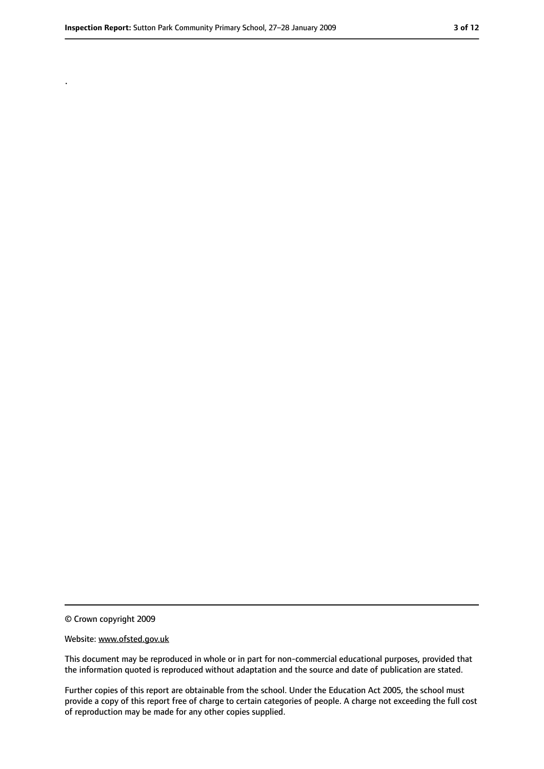.

© Crown copyright 2009

Website: www.ofsted.gov.uk

This document may be reproduced in whole or in part for non-commercial educational purposes, provided that the information quoted is reproduced without adaptation and the source and date of publication are stated.

Further copies of this report are obtainable from the school. Under the Education Act 2005, the school must provide a copy of this report free of charge to certain categories of people. A charge not exceeding the full cost of reproduction may be made for any other copies supplied.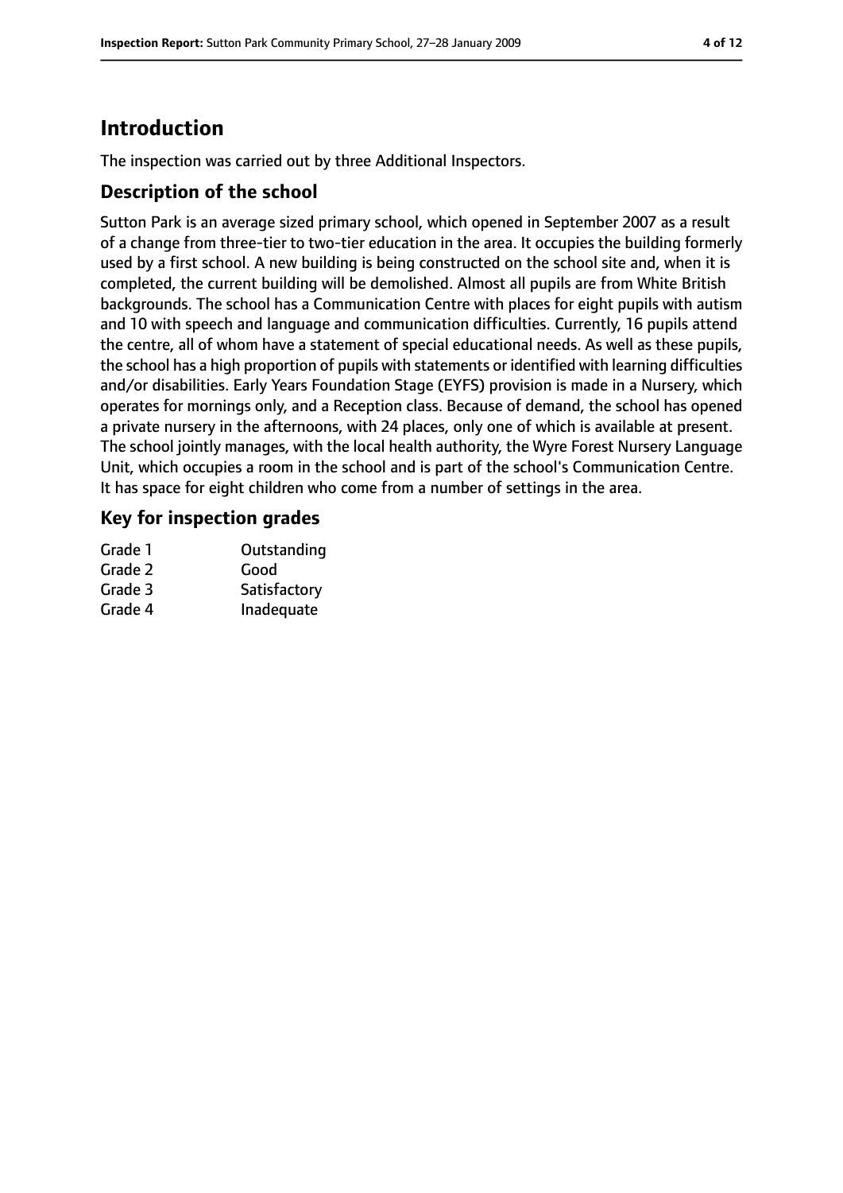# Introduction

The inspection was carried out by three Additional Inspectors.

## Description of the school

Sutton Park is an average sized primary school, which opened in September 2007 as a result of a change from three-tier to two-tier education in the area. It occupies the building formerly used by a first school. A new building is being constructed on the school site and, when it is completed, the current building will be demolished. Almost all pupils are from White British backgrounds. The school has a Communication Centre with places for eight pupils with autism and 10 with speech and language and communication difficulties. Currently, 16 pupils attend the centre, all of whom have a statement of special educational needs. As well as these pupils, the school has a high proportion of pupils with statements or identified with learning difficulties and/or disabilities. Early Years Foundation Stage (EYFS) provision is made in a Nursery, which operates for mornings only, and a Reception class. Because of demand, the school has opened a private nursery in the afternoons, with 24 places, only one of which is available at present. The school jointly manages, with the local health authority, the Wyre Forest Nursery Language Unit, which occupies a room in the school and is part of the school's Communication Centre. It has space for eight children who come from a number of settings in the area.

## Key for inspection grades

| | |
|---|---|
| Grade 1 | Outstanding |
| Grade 2 | Good |
| Grade 3 | Satisfactory |
| Grade 4 | Inadequate |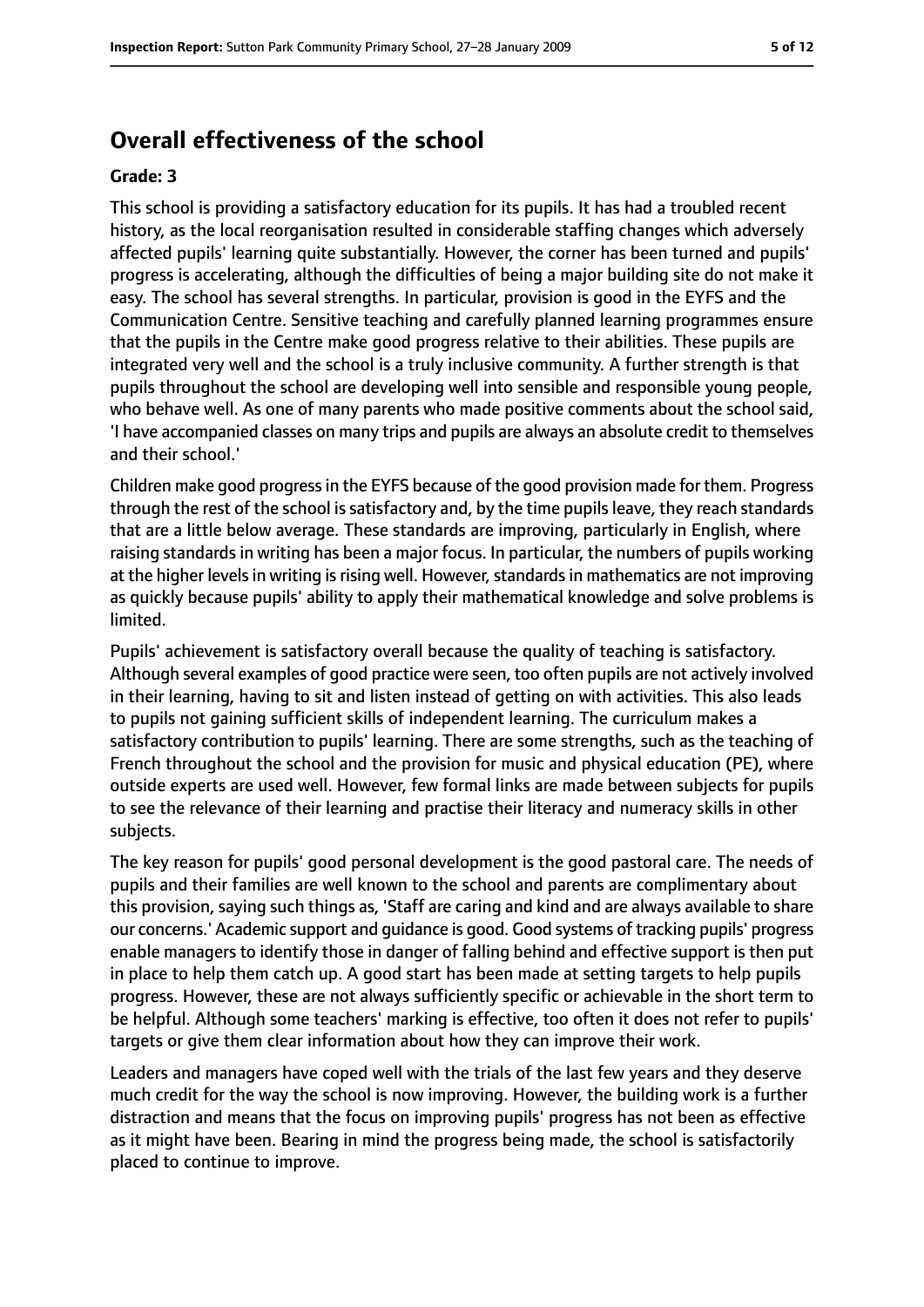## Overall effectiveness of the school

### Grade: 3

This school is providing a satisfactory education for its pupils. It has had a troubled recent history, as the local reorganisation resulted in considerable staffing changes which adversely affected pupils' learning quite substantially. However, the corner has been turned and pupils' progress is accelerating, although the difficulties of being a major building site do not make it easy. The school has several strengths. In particular, provision is good in the EYFS and the Communication Centre. Sensitive teaching and carefully planned learning programmes ensure that the pupils in the Centre make good progress relative to their abilities. These pupils are integrated very well and the school is a truly inclusive community. A further strength is that pupils throughout the school are developing well into sensible and responsible young people, who behave well. As one of many parents who made positive comments about the school said, 'I have accompanied classes on many trips and pupils are always an absolute credit to themselves and their school.'

Children make good progress in the EYFS because of the good provision made for them. Progress through the rest of the school is satisfactory and, by the time pupils leave, they reach standards that are a little below average. These standards are improving, particularly in English, where raising standards in writing has been a major focus. In particular, the numbers of pupils working at the higher levels in writing is rising well. However, standards in mathematics are not improving as quickly because pupils' ability to apply their mathematical knowledge and solve problems is limited.

Pupils' achievement is satisfactory overall because the quality of teaching is satisfactory. Although several examples of good practice were seen, too often pupils are not actively involved in their learning, having to sit and listen instead of getting on with activities. This also leads to pupils not gaining sufficient skills of independent learning. The curriculum makes a satisfactory contribution to pupils' learning. There are some strengths, such as the teaching of French throughout the school and the provision for music and physical education (PE), where outside experts are used well. However, few formal links are made between subjects for pupils to see the relevance of their learning and practise their literacy and numeracy skills in other subjects.

The key reason for pupils' good personal development is the good pastoral care. The needs of pupils and their families are well known to the school and parents are complimentary about this provision, saying such things as, 'Staff are caring and kind and are always available to share our concerns.' Academic support and guidance is good. Good systems of tracking pupils' progress enable managers to identify those in danger of falling behind and effective support is then put in place to help them catch up. A good start has been made at setting targets to help pupils progress. However, these are not always sufficiently specific or achievable in the short term to be helpful. Although some teachers' marking is effective, too often it does not refer to pupils' targets or give them clear information about how they can improve their work.

Leaders and managers have coped well with the trials of the last few years and they deserve much credit for the way the school is now improving. However, the building work is a further distraction and means that the focus on improving pupils' progress has not been as effective as it might have been. Bearing in mind the progress being made, the school is satisfactorily placed to continue to improve.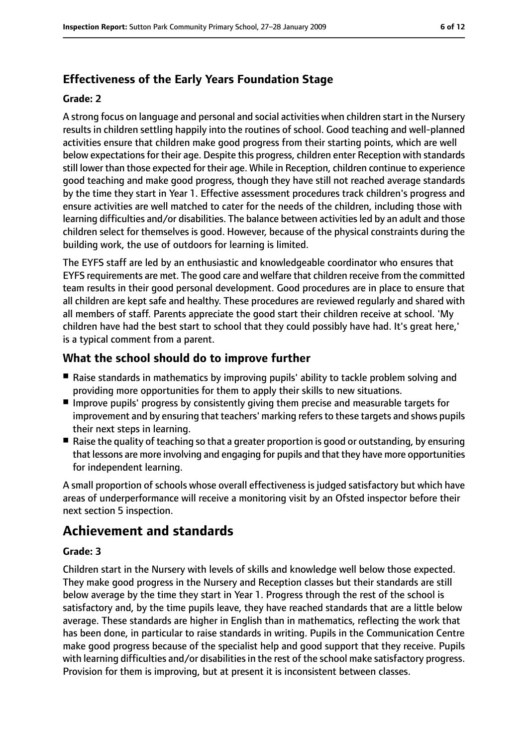### Effectiveness of the Early Years Foundation Stage

#### Grade: 2

A strong focus on language and personal and social activities when children start in the Nursery results in children settling happily into the routines of school. Good teaching and well-planned activities ensure that children make good progress from their starting points, which are well below expectations for their age. Despite this progress, children enter Reception with standards still lower than those expected for their age. While in Reception, children continue to experience good teaching and make good progress, though they have still not reached average standards by the time they start in Year 1. Effective assessment procedures track children's progress and ensure activities are well matched to cater for the needs of the children, including those with learning difficulties and/or disabilities. The balance between activities led by an adult and those children select for themselves is good. However, because of the physical constraints during the building work, the use of outdoors for learning is limited.

The EYFS staff are led by an enthusiastic and knowledgeable coordinator who ensures that EYFS requirements are met. The good care and welfare that children receive from the committed team results in their good personal development. Good procedures are in place to ensure that all children are kept safe and healthy. These procedures are reviewed regularly and shared with all members of staff. Parents appreciate the good start their children receive at school. 'My children have had the best start to school that they could possibly have had. It's great here,' is a typical comment from a parent.

### What the school should do to improve further

- Raise standards in mathematics by improving pupils' ability to tackle problem solving and providing more opportunities for them to apply their skills to new situations.
- Improve pupils' progress by consistently giving them precise and measurable targets for improvement and by ensuring that teachers' marking refers to these targets and shows pupils their next steps in learning.
- Raise the quality of teaching so that a greater proportion is good or outstanding, by ensuring that lessons are more involving and engaging for pupils and that they have more opportunities for independent learning.

A small proportion of schools whose overall effectiveness is judged satisfactory but which have areas of underperformance will receive a monitoring visit by an Ofsted inspector before their next section 5 inspection.

## Achievement and standards

#### Grade: 3

Children start in the Nursery with levels of skills and knowledge well below those expected. They make good progress in the Nursery and Reception classes but their standards are still below average by the time they start in Year 1. Progress through the rest of the school is satisfactory and, by the time pupils leave, they have reached standards that are a little below average. These standards are higher in English than in mathematics, reflecting the work that has been done, in particular to raise standards in writing. Pupils in the Communication Centre make good progress because of the specialist help and good support that they receive. Pupils with learning difficulties and/or disabilities in the rest of the school make satisfactory progress. Provision for them is improving, but at present it is inconsistent between classes.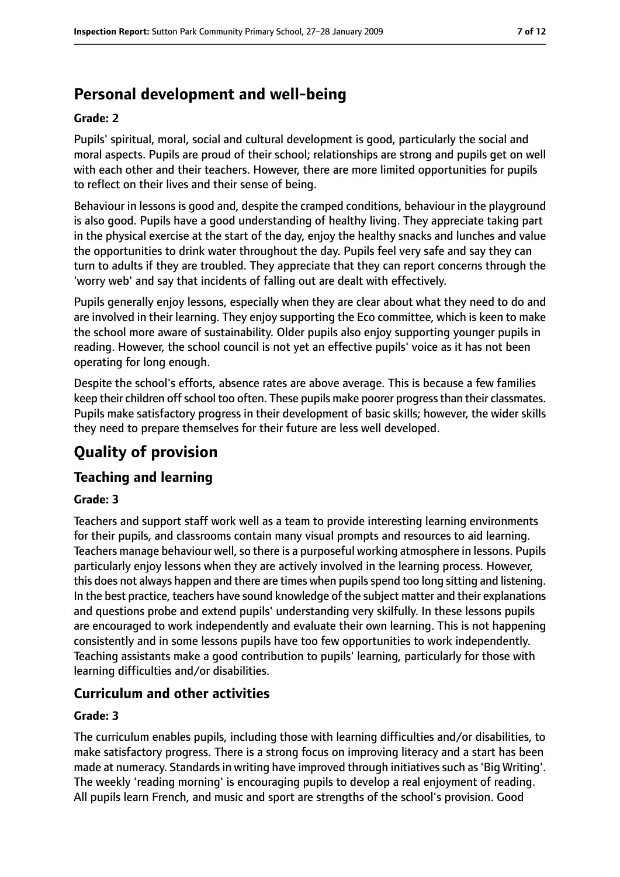## Personal development and well-being

### Grade: 2

Pupils' spiritual, moral, social and cultural development is good, particularly the social and moral aspects. Pupils are proud of their school; relationships are strong and pupils get on well with each other and their teachers. However, there are more limited opportunities for pupils to reflect on their lives and their sense of being.

Behaviour in lessons is good and, despite the cramped conditions, behaviour in the playground is also good. Pupils have a good understanding of healthy living. They appreciate taking part in the physical exercise at the start of the day, enjoy the healthy snacks and lunches and value the opportunities to drink water throughout the day. Pupils feel very safe and say they can turn to adults if they are troubled. They appreciate that they can report concerns through the 'worry web' and say that incidents of falling out are dealt with effectively.

Pupils generally enjoy lessons, especially when they are clear about what they need to do and are involved in their learning. They enjoy supporting the Eco committee, which is keen to make the school more aware of sustainability. Older pupils also enjoy supporting younger pupils in reading. However, the school council is not yet an effective pupils' voice as it has not been operating for long enough.

Despite the school's efforts, absence rates are above average. This is because a few families keep their children off school too often. These pupils make poorer progress than their classmates. Pupils make satisfactory progress in their development of basic skills; however, the wider skills they need to prepare themselves for their future are less well developed.

# Quality of provision

## Teaching and learning

### Grade: 3

Teachers and support staff work well as a team to provide interesting learning environments for their pupils, and classrooms contain many visual prompts and resources to aid learning. Teachers manage behaviour well, so there is a purposeful working atmosphere in lessons. Pupils particularly enjoy lessons when they are actively involved in the learning process. However, this does not always happen and there are times when pupils spend too long sitting and listening. In the best practice, teachers have sound knowledge of the subject matter and their explanations and questions probe and extend pupils' understanding very skilfully. In these lessons pupils are encouraged to work independently and evaluate their own learning. This is not happening consistently and in some lessons pupils have too few opportunities to work independently. Teaching assistants make a good contribution to pupils' learning, particularly for those with learning difficulties and/or disabilities.

## Curriculum and other activities

### Grade: 3

The curriculum enables pupils, including those with learning difficulties and/or disabilities, to make satisfactory progress. There is a strong focus on improving literacy and a start has been made at numeracy. Standards in writing have improved through initiatives such as 'Big Writing'. The weekly 'reading morning' is encouraging pupils to develop a real enjoyment of reading. All pupils learn French, and music and sport are strengths of the school's provision. Good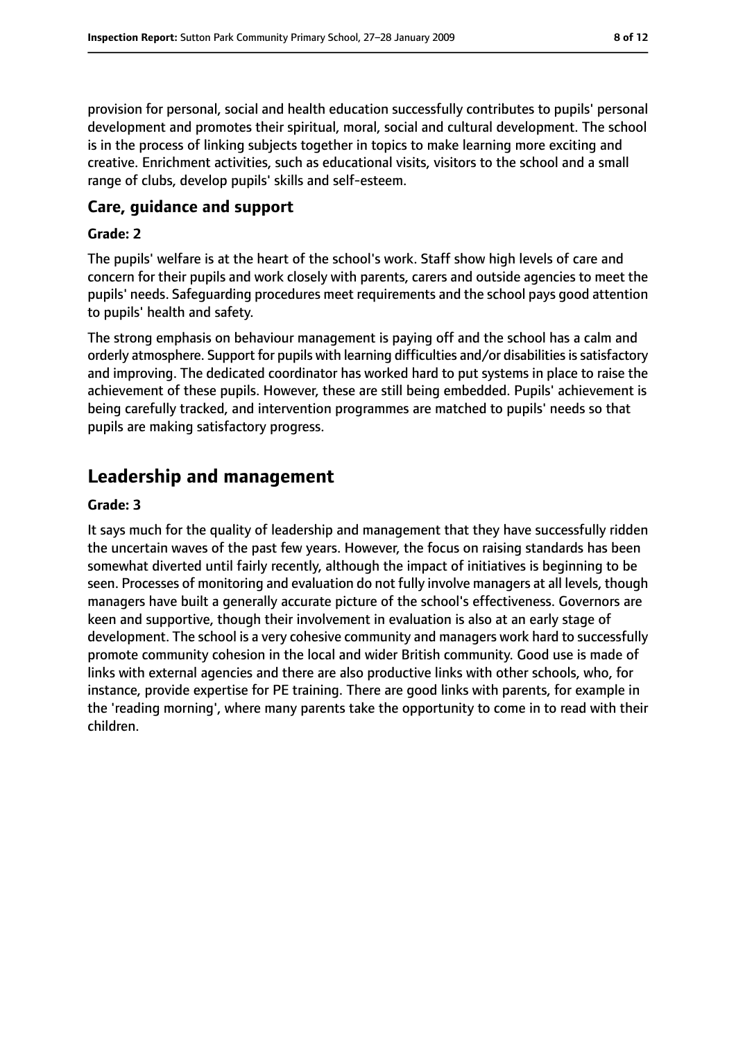provision for personal, social and health education successfully contributes to pupils' personal development and promotes their spiritual, moral, social and cultural development. The school is in the process of linking subjects together in topics to make learning more exciting and creative. Enrichment activities, such as educational visits, visitors to the school and a small range of clubs, develop pupils' skills and self-esteem.

### Care, guidance and support

#### Grade: 2

The pupils' welfare is at the heart of the school's work. Staff show high levels of care and concern for their pupils and work closely with parents, carers and outside agencies to meet the pupils' needs. Safeguarding procedures meet requirements and the school pays good attention to pupils' health and safety.

The strong emphasis on behaviour management is paying off and the school has a calm and orderly atmosphere. Support for pupils with learning difficulties and/or disabilities is satisfactory and improving. The dedicated coordinator has worked hard to put systems in place to raise the achievement of these pupils. However, these are still being embedded. Pupils' achievement is being carefully tracked, and intervention programmes are matched to pupils' needs so that pupils are making satisfactory progress.

## Leadership and management

#### Grade: 3

It says much for the quality of leadership and management that they have successfully ridden the uncertain waves of the past few years. However, the focus on raising standards has been somewhat diverted until fairly recently, although the impact of initiatives is beginning to be seen. Processes of monitoring and evaluation do not fully involve managers at all levels, though managers have built a generally accurate picture of the school's effectiveness. Governors are keen and supportive, though their involvement in evaluation is also at an early stage of development. The school is a very cohesive community and managers work hard to successfully promote community cohesion in the local and wider British community. Good use is made of links with external agencies and there are also productive links with other schools, who, for instance, provide expertise for PE training. There are good links with parents, for example in the 'reading morning', where many parents take the opportunity to come in to read with their children.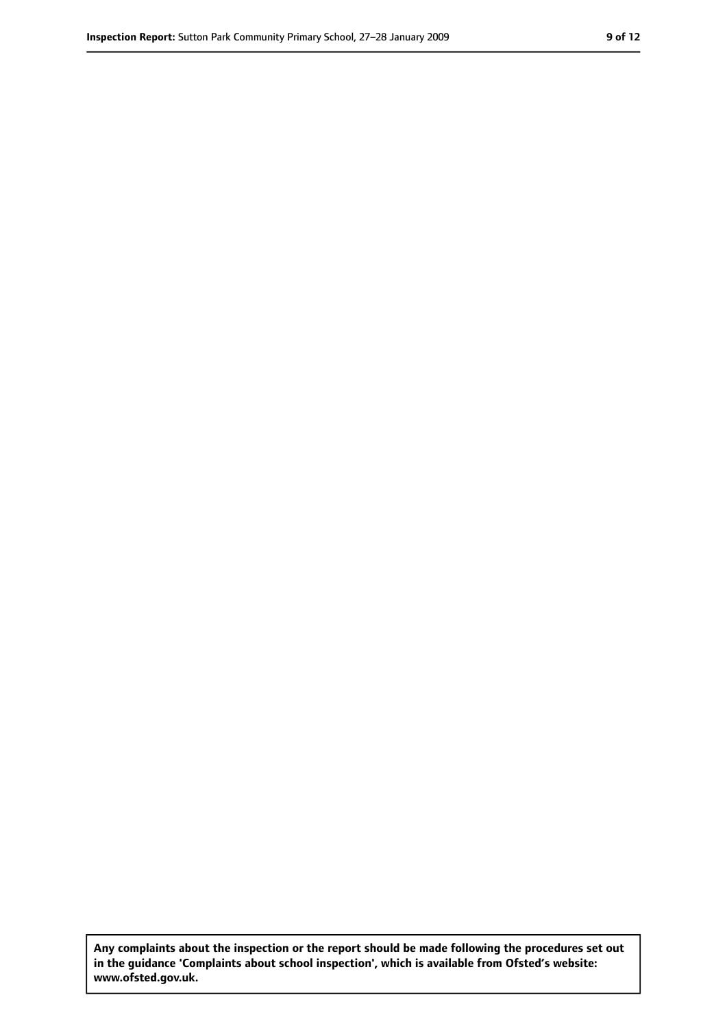**Any complaints about the inspection or the report should be made following the procedures set out in the guidance 'Complaints about school inspection', which is available from Ofsted's website: www.ofsted.gov.uk.**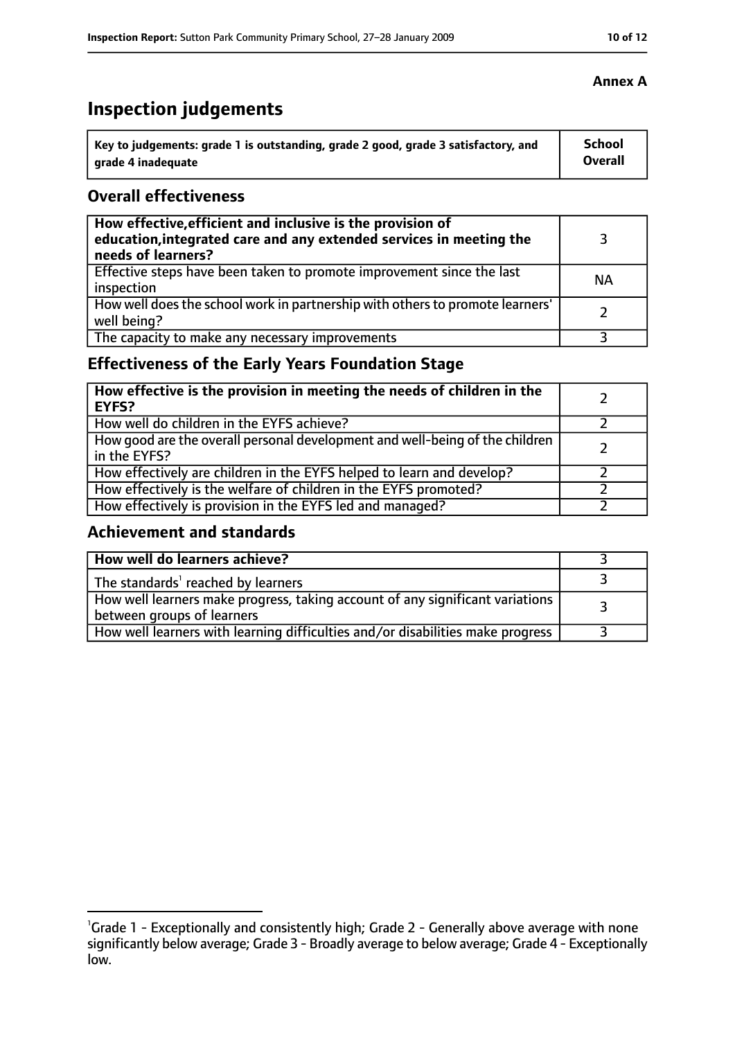**Annex A**

# Inspection judgements

| Key to judgements: grade 1 is outstanding, grade 2 good, grade 3 satisfactory, and grade 4 inadequate | School Overall |
|---|---|

## Overall effectiveness

| | |
|---|---|
| **How effective, efficient and inclusive is the provision of education, integrated care and any extended services in meeting the needs of learners?** | 3 |
| Effective steps have been taken to promote improvement since the last inspection | NA |
| How well does the school work in partnership with others to promote learners' well being? | 2 |
| The capacity to make any necessary improvements | 3 |

## Effectiveness of the Early Years Foundation Stage

| | |
|---|---|
| **How effective is the provision in meeting the needs of children in the EYFS?** | 2 |
| How well do children in the EYFS achieve? | 2 |
| How good are the overall personal development and well-being of the children in the EYFS? | 2 |
| How effectively are children in the EYFS helped to learn and develop? | 2 |
| How effectively is the welfare of children in the EYFS promoted? | 2 |
| How effectively is provision in the EYFS led and managed? | 2 |

## Achievement and standards

| | |
|---|---|
| **How well do learners achieve?** | 3 |
| The standards[1] reached by learners | 3 |
| How well learners make progress, taking account of any significant variations between groups of learners | 3 |
| How well learners with learning difficulties and/or disabilities make progress | 3 |

[1] Grade 1 - Exceptionally and consistently high; Grade 2 - Generally above average with none significantly below average; Grade 3 - Broadly average to below average; Grade 4 - Exceptionally low.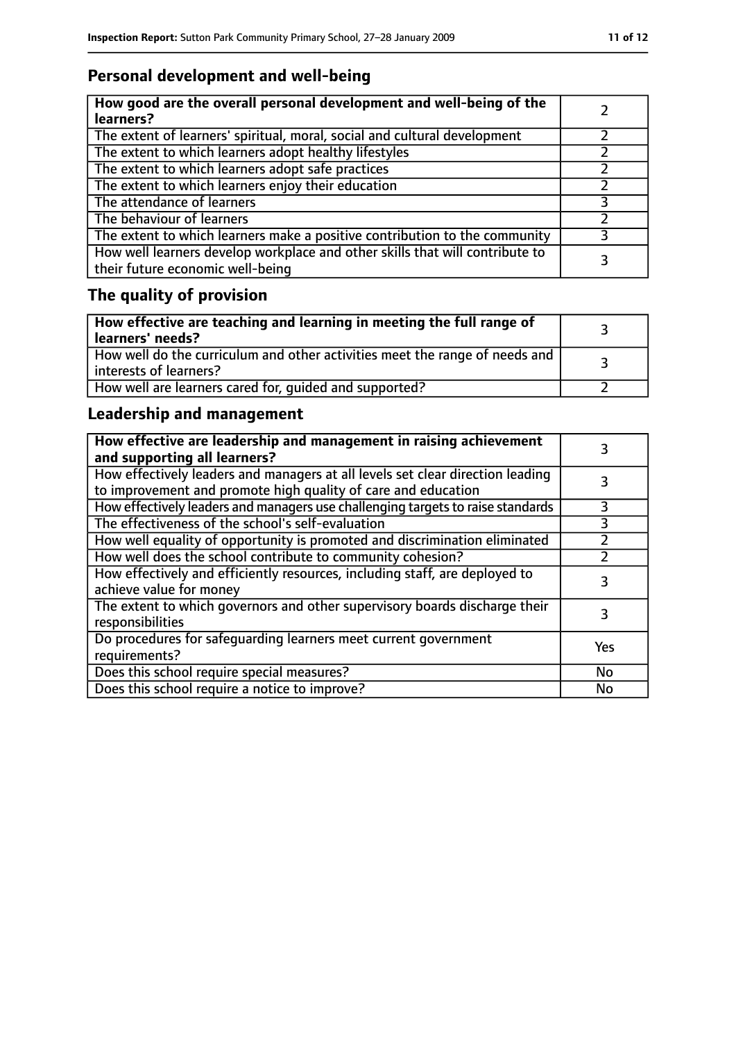## Personal development and well-being

| How good are the overall personal development and well-being of the learners? | 2 |
|---|---|
| The extent of learners' spiritual, moral, social and cultural development | 2 |
| The extent to which learners adopt healthy lifestyles | 2 |
| The extent to which learners adopt safe practices | 2 |
| The extent to which learners enjoy their education | 2 |
| The attendance of learners | 3 |
| The behaviour of learners | 2 |
| The extent to which learners make a positive contribution to the community | 3 |
| How well learners develop workplace and other skills that will contribute to their future economic well-being | 3 |

## The quality of provision

| How effective are teaching and learning in meeting the full range of learners' needs? | 3 |
|---|---|
| How well do the curriculum and other activities meet the range of needs and interests of learners? | 3 |
| How well are learners cared for, guided and supported? | 2 |

## Leadership and management

| How effective are leadership and management in raising achievement and supporting all learners? | 3 |
|---|---|
| How effectively leaders and managers at all levels set clear direction leading to improvement and promote high quality of care and education | 3 |
| How effectively leaders and managers use challenging targets to raise standards | 3 |
| The effectiveness of the school's self-evaluation | 3 |
| How well equality of opportunity is promoted and discrimination eliminated | 2 |
| How well does the school contribute to community cohesion? | 2 |
| How effectively and efficiently resources, including staff, are deployed to achieve value for money | 3 |
| The extent to which governors and other supervisory boards discharge their responsibilities | 3 |
| Do procedures for safeguarding learners meet current government requirements? | Yes |
| Does this school require special measures? | No |
| Does this school require a notice to improve? | No |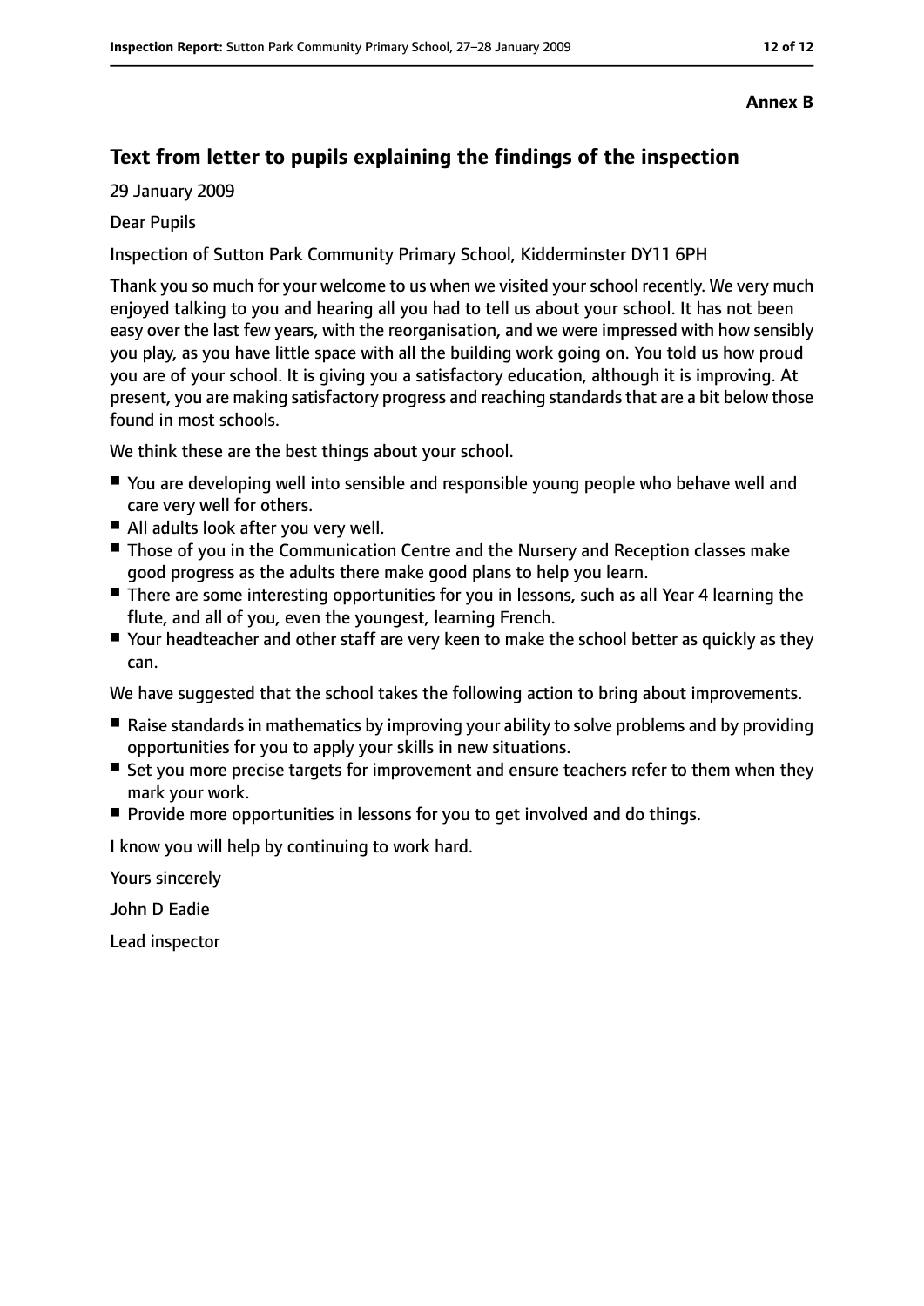**Annex B**

## Text from letter to pupils explaining the findings of the inspection

29 January 2009

Dear Pupils

Inspection of Sutton Park Community Primary School, Kidderminster DY11 6PH

Thank you so much for your welcome to us when we visited your school recently. We very much enjoyed talking to you and hearing all you had to tell us about your school. It has not been easy over the last few years, with the reorganisation, and we were impressed with how sensibly you play, as you have little space with all the building work going on. You told us how proud you are of your school. It is giving you a satisfactory education, although it is improving. At present, you are making satisfactory progress and reaching standards that are a bit below those found in most schools.

We think these are the best things about your school.

- You are developing well into sensible and responsible young people who behave well and care very well for others.
- All adults look after you very well.
- Those of you in the Communication Centre and the Nursery and Reception classes make good progress as the adults there make good plans to help you learn.
- There are some interesting opportunities for you in lessons, such as all Year 4 learning the flute, and all of you, even the youngest, learning French.
- Your headteacher and other staff are very keen to make the school better as quickly as they can.

We have suggested that the school takes the following action to bring about improvements.

- Raise standards in mathematics by improving your ability to solve problems and by providing opportunities for you to apply your skills in new situations.
- Set you more precise targets for improvement and ensure teachers refer to them when they mark your work.
- Provide more opportunities in lessons for you to get involved and do things.

I know you will help by continuing to work hard.

Yours sincerely

John D Eadie

Lead inspector